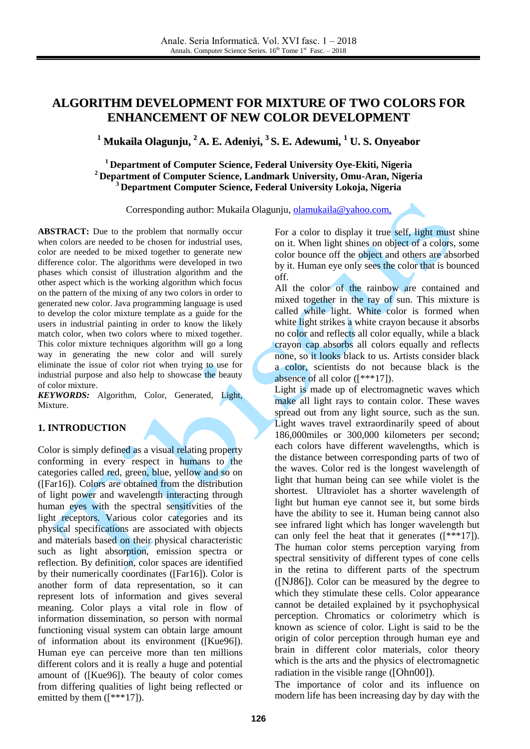# ALGORITHM DEVELOPMENT FOR MIXTURE OF TWO COLORS FOR ENHANCEMENT OF NEW COLOR DEVELOPMENT

**[1] Mukaila Olagunju, [2] A. E. Adeniyi, [3] S. E. Adewumi, [1] U. S. Onyeabor**

**[1] Department of Computer Science, Federal University Oye-Ekiti, Nigeria**
**[2] Department of Computer Science, Landmark University, Omu-Aran, Nigeria**
**[3] Department Computer Science, Federal University Lokoja, Nigeria**

Corresponding author: Mukaila Olagunju, olamukaila@yahoo.com,

**ABSTRACT:** Due to the problem that normally occur when colors are needed to be chosen for industrial uses, color are needed to be mixed together to generate new difference color. The algorithms were developed in two phases which consist of illustration algorithm and the other aspect which is the working algorithm which focus on the pattern of the mixing of any two colors in order to generated new color. Java programming language is used to develop the color mixture template as a guide for the users in industrial painting in order to know the likely match color, when two colors where to mixed together. This color mixture techniques algorithm will go a long way in generating the new color and will surely eliminate the issue of color riot when trying to use for industrial purpose and also help to showcase the beauty of color mixture.

***KEYWORDS:*** Algorithm, Color, Generated, Light, Mixture.

## 1. INTRODUCTION

Color is simply defined as a visual relating property conforming in every respect in humans to the categories called red, green, blue, yellow and so on ([Far16]). Colors are obtained from the distribution of light power and wavelength interacting through human eyes with the spectral sensitivities of the light receptors. Various color categories and its physical specifications are associated with objects and materials based on their physical characteristic such as light absorption, emission spectra or reflection. By definition, color spaces are identified by their numerically coordinates ([Far16]). Color is another form of data representation, so it can represent lots of information and gives several meaning. Color plays a vital role in flow of information dissemination, so person with normal functioning visual system can obtain large amount of information about its environment ([Kue96]). Human eye can perceive more than ten millions different colors and it is really a huge and potential amount of ([Kue96]). The beauty of color comes from differing qualities of light being reflected or emitted by them ([***17]).

For a color to display it true self, light must shine on it. When light shines on object of a colors, some color bounce off the object and others are absorbed by it. Human eye only sees the color that is bounced off.

All the color of the rainbow are contained and mixed together in the ray of sun. This mixture is called while light. White color is formed when white light strikes a white crayon because it absorbs no color and reflects all color equally, while a black crayon cap absorbs all colors equally and reflects none, so it looks black to us. Artists consider black a color, scientists do not because black is the absence of all color ([***17]).

Light is made up of electromagnetic waves which make all light rays to contain color. These waves spread out from any light source, such as the sun. Light waves travel extraordinarily speed of about 186,000miles or 300,000 kilometers per second; each colors have different wavelengths, which is the distance between corresponding parts of two of the waves. Color red is the longest wavelength of light that human being can see while violet is the shortest. Ultraviolet has a shorter wavelength of light but human eye cannot see it, but some birds have the ability to see it. Human being cannot also see infrared light which has longer wavelength but can only feel the heat that it generates ([***17]).

The human color stems perception varying from spectral sensitivity of different types of cone cells in the retina to different parts of the spectrum ([NJ86]). Color can be measured by the degree to which they stimulate these cells. Color appearance cannot be detailed explained by it psychophysical perception. Chromatics or colorimetry which is known as science of color. Light is said to be the origin of color perception through human eye and brain in different color materials, color theory which is the arts and the physics of electromagnetic radiation in the visible range ([Ohn00]).

The importance of color and its influence on modern life has been increasing day by day with the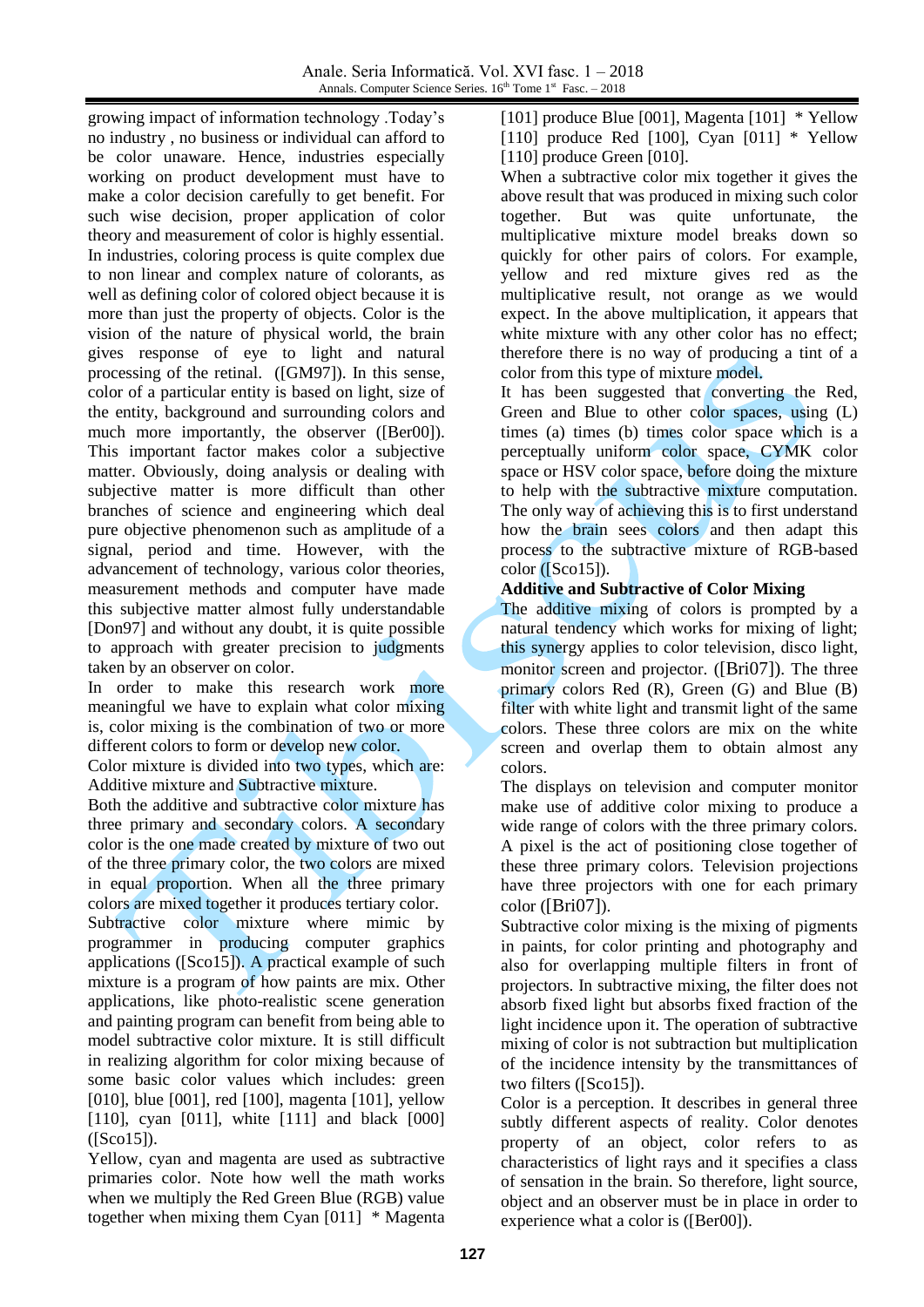growing impact of information technology .Today's no industry , no business or individual can afford to be color unaware. Hence, industries especially working on product development must have to make a color decision carefully to get benefit. For such wise decision, proper application of color theory and measurement of color is highly essential. In industries, coloring process is quite complex due to non linear and complex nature of colorants, as well as defining color of colored object because it is more than just the property of objects. Color is the vision of the nature of physical world, the brain gives response of eye to light and natural processing of the retinal. ([GM97]). In this sense, color of a particular entity is based on light, size of the entity, background and surrounding colors and much more importantly, the observer ([Ber00]). This important factor makes color a subjective matter. Obviously, doing analysis or dealing with subjective matter is more difficult than other branches of science and engineering which deal pure objective phenomenon such as amplitude of a signal, period and time. However, with the advancement of technology, various color theories, measurement methods and computer have made this subjective matter almost fully understandable [Don97] and without any doubt, it is quite possible to approach with greater precision to judgments taken by an observer on color.

In order to make this research work more meaningful we have to explain what color mixing is, color mixing is the combination of two or more different colors to form or develop new color.

Color mixture is divided into two types, which are: Additive mixture and Subtractive mixture.

Both the additive and subtractive color mixture has three primary and secondary colors. A secondary color is the one made created by mixture of two out of the three primary color, the two colors are mixed in equal proportion. When all the three primary colors are mixed together it produces tertiary color.

Subtractive color mixture where mimic by programmer in producing computer graphics applications ([Sco15]). A practical example of such mixture is a program of how paints are mix. Other applications, like photo-realistic scene generation and painting program can benefit from being able to model subtractive color mixture. It is still difficult in realizing algorithm for color mixing because of some basic color values which includes: green [010], blue [001], red [100], magenta [101], yellow [110], cyan [011], white [111] and black [000] ([Sco15]).

Yellow, cyan and magenta are used as subtractive primaries color. Note how well the math works when we multiply the Red Green Blue (RGB) value together when mixing them Cyan [011] * Magenta [101] produce Blue [001], Magenta [101] * Yellow [110] produce Red [100], Cyan [011] * Yellow [110] produce Green [010].

When a subtractive color mix together it gives the above result that was produced in mixing such color together. But was quite unfortunate, the multiplicative mixture model breaks down so quickly for other pairs of colors. For example, yellow and red mixture gives red as the multiplicative result, not orange as we would expect. In the above multiplication, it appears that white mixture with any other color has no effect; therefore there is no way of producing a tint of a color from this type of mixture model.

It has been suggested that converting the Red, Green and Blue to other color spaces, using (L) times (a) times (b) times color space which is a perceptually uniform color space, CYMK color space or HSV color space, before doing the mixture to help with the subtractive mixture computation. The only way of achieving this is to first understand how the brain sees colors and then adapt this process to the subtractive mixture of RGB-based color ([Sco15]).

**Additive and Subtractive of Color Mixing**

The additive mixing of colors is prompted by a natural tendency which works for mixing of light; this synergy applies to color television, disco light, monitor screen and projector. ([Bri07]). The three primary colors Red (R), Green (G) and Blue (B) filter with white light and transmit light of the same colors. These three colors are mix on the white screen and overlap them to obtain almost any colors.

The displays on television and computer monitor make use of additive color mixing to produce a wide range of colors with the three primary colors. A pixel is the act of positioning close together of these three primary colors. Television projections have three projectors with one for each primary color ([Bri07]).

Subtractive color mixing is the mixing of pigments in paints, for color printing and photography and also for overlapping multiple filters in front of projectors. In subtractive mixing, the filter does not absorb fixed light but absorbs fixed fraction of the light incidence upon it. The operation of subtractive mixing of color is not subtraction but multiplication of the incidence intensity by the transmittances of two filters ([Sco15]).

Color is a perception. It describes in general three subtly different aspects of reality. Color denotes property of an object, color refers to as characteristics of light rays and it specifies a class of sensation in the brain. So therefore, light source, object and an observer must be in place in order to experience what a color is ([Ber00]).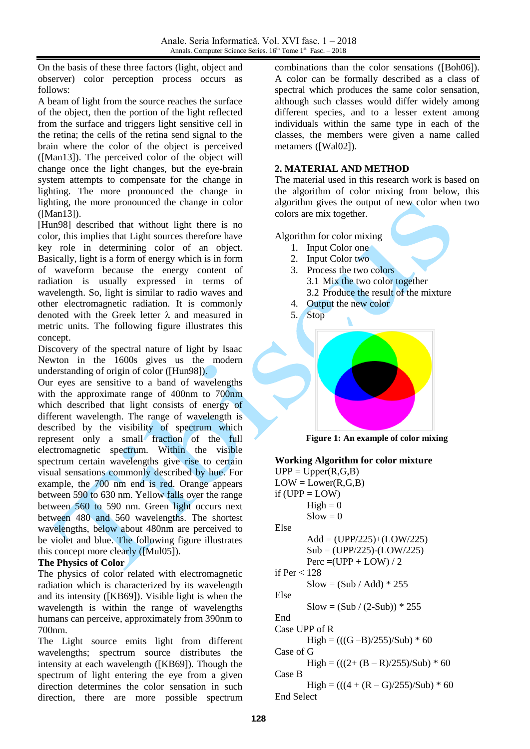On the basis of these three factors (light, object and observer) color perception process occurs as follows:

A beam of light from the source reaches the surface of the object, then the portion of the light reflected from the surface and triggers light sensitive cell in the retina; the cells of the retina send signal to the brain where the color of the object is perceived ([Man13]). The perceived color of the object will change once the light changes, but the eye-brain system attempts to compensate for the change in lighting. The more pronounced the change in lighting, the more pronounced the change in color ([Man13]).

[Hun98] described that without light there is no color, this implies that Light sources therefore have key role in determining color of an object. Basically, light is a form of energy which is in form of waveform because the energy content of radiation is usually expressed in terms of wavelength. So, light is similar to radio waves and other electromagnetic radiation. It is commonly denoted with the Greek letter λ and measured in metric units. The following figure illustrates this concept.

Discovery of the spectral nature of light by Isaac Newton in the 1600s gives us the modern understanding of origin of color ([Hun98]).

Our eyes are sensitive to a band of wavelengths with the approximate range of 400nm to 700nm which described that light consists of energy of different wavelength. The range of wavelength is described by the visibility of spectrum which represent only a small fraction of the full electromagnetic spectrum. Within the visible spectrum certain wavelengths give rise to certain visual sensations commonly described by hue. For example, the 700 nm end is red. Orange appears between 590 to 630 nm. Yellow falls over the range between 560 to 590 nm. Green light occurs next between 480 and 560 wavelengths. The shortest wavelengths, below about 480nm are perceived to be violet and blue. The following figure illustrates this concept more clearly ([Mul05]).

**The Physics of Color**

The physics of color related with electromagnetic radiation which is characterized by its wavelength and its intensity ([KB69]). Visible light is when the wavelength is within the range of wavelengths humans can perceive, approximately from 390nm to 700nm.

The Light source emits light from different wavelengths; spectrum source distributes the intensity at each wavelength ([KB69]). Though the spectrum of light entering the eye from a given direction determines the color sensation in such direction, there are more possible spectrum combinations than the color sensations ([Boh06]). A color can be formally described as a class of spectral which produces the same color sensation, although such classes would differ widely among different species, and to a lesser extent among individuals within the same type in each of the classes, the members were given a name called metamers ([Wal02]).

## 2. MATERIAL AND METHOD

The material used in this research work is based on the algorithm of color mixing from below, this algorithm gives the output of new color when two colors are mix together.

Algorithm for color mixing

1. Input Color one
2. Input Color two
3. Process the two colors
   3.1 Mix the two color together
   3.2 Produce the result of the mixture
4. Output the new color
5. Stop

**Figure 1: An example of color mixing**

**Working Algorithm for color mixture**

```
UPP = Upper(R,G,B)
LOW = Lower(R,G,B)
if (UPP = LOW)
        High = 0
        Slow = 0
Else
        Add = (UPP/225)+(LOW/225)
        Sub = (UPP/225)-(LOW/225)
        Perc =(UPP + LOW) / 2
if Per < 128
        Slow = (Sub / Add) * 255
Else
        Slow = (Sub / (2-Sub)) * 255
End
Case UPP of R
        High = (((G –B)/255)/Sub) * 60
Case of G
        High = (((2+ (B – R)/255)/Sub) * 60
Case B
        High = (((4 + (R – G)/255)/Sub) * 60
End Select
```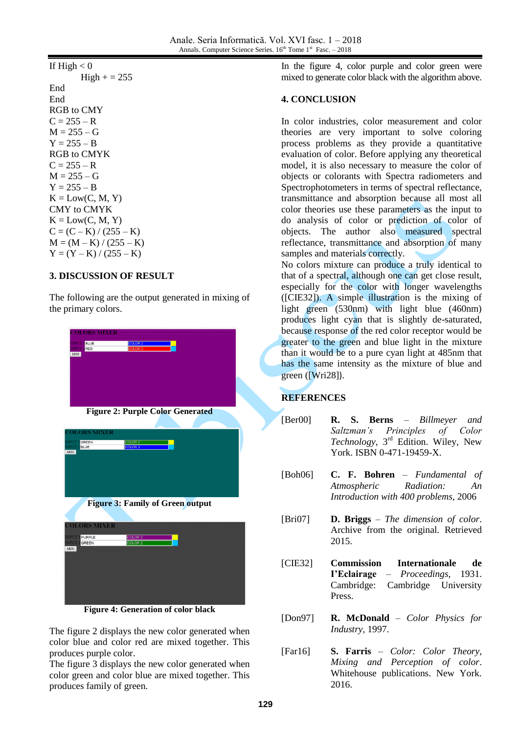If High < 0

High + = 255

End

End

RGB to CMY

C = 255 – R

M = 255 – G

Y = 255 – B

RGB to CMYK

C = 255 – R

M = 255 – G

Y = 255 – B

K = Low(C, M, Y)

CMY to CMYK

K = Low(C, M, Y)

C = (C – K) / (255 – K)

M = (M – K) / (255 – K)

Y = (Y – K) / (255 – K)

## 3. DISCUSSION OF RESULT

The following are the output generated in mixing of the primary colors.

**Figure 2: Purple Color Generated**

**Figure 3: Family of Green output**

**Figure 4: Generation of color black**

The figure 2 displays the new color generated when color blue and color red are mixed together. This produces purple color.

The figure 3 displays the new color generated when color green and color blue are mixed together. This produces family of green.

In the figure 4, color purple and color green were mixed to generate color black with the algorithm above.

## 4. CONCLUSION

In color industries, color measurement and color theories are very important to solve coloring process problems as they provide a quantitative evaluation of color. Before applying any theoretical model, it is also necessary to measure the color of objects or colorants with Spectra radiometers and Spectrophotometers in terms of spectral reflectance, transmittance and absorption because all most all color theories use these parameters as the input to do analysis of color or prediction of color of objects. The author also measured spectral reflectance, transmittance and absorption of many samples and materials correctly.

No colors mixture can produce a truly identical to that of a spectral, although one can get close result, especially for the color with longer wavelengths ([CIE32]). A simple illustration is the mixing of light green (530nm) with light blue (460nm) produces light cyan that is slightly de-saturated, because response of the red color receptor would be greater to the green and blue light in the mixture than it would be to a pure cyan light at 485nm that has the same intensity as the mixture of blue and green ([Wri28]).

## REFERENCES

[Ber00] **R. S. Berns** – *Billmeyer and Saltzman's Principles of Color Technology*, 3rd Edition. Wiley, New York. ISBN 0-471-19459-X.

[Boh06] **C. F. Bohren** – *Fundamental of Atmospheric Radiation: An Introduction with 400 problems*, 2006

[Bri07] **D. Briggs** – *The dimension of color*. Archive from the original. Retrieved 2015.

[CIE32] **Commission Internationale de l'Eclairage** – *Proceedings*, 1931. Cambridge: Cambridge University Press.

[Don97] **R. McDonald** – *Color Physics for Industry*, 1997.

[Far16] **S. Farris** – *Color: Color Theory, Mixing and Perception of color*. Whitehouse publications. New York. 2016.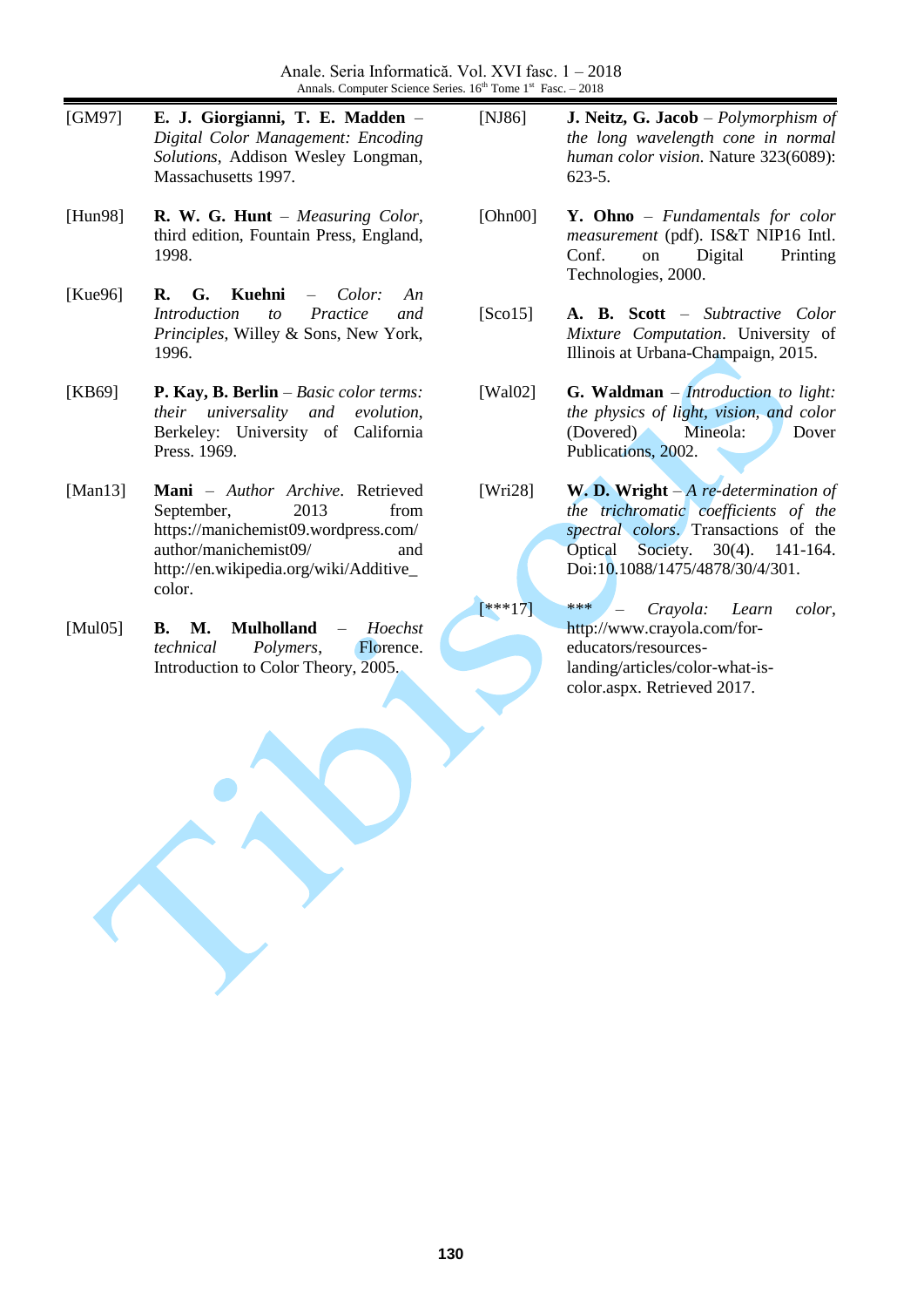[GM97] **E. J. Giorgianni, T. E. Madden** – *Digital Color Management: Encoding Solutions*, Addison Wesley Longman, Massachusetts 1997.

[Hun98] **R. W. G. Hunt** – *Measuring Color*, third edition, Fountain Press, England, 1998.

[Kue96] **R. G. Kuehni** – *Color: An Introduction to Practice and Principles*, Willey & Sons, New York, 1996.

[KB69] **P. Kay, B. Berlin** – *Basic color terms: their universality and evolution*, Berkeley: University of California Press. 1969.

[Man13] **Mani** – *Author Archive*. Retrieved September, 2013 from https://manichemist09.wordpress.com/author/manichemist09/ and http://en.wikipedia.org/wiki/Additive_color.

[Mul05] **B. M. Mulholland** – *Hoechst technical Polymers*, Florence. Introduction to Color Theory, 2005.

[NJ86] **J. Neitz, G. Jacob** – *Polymorphism of the long wavelength cone in normal human color vision*. Nature 323(6089): 623-5.

[Ohn00] **Y. Ohno** – *Fundamentals for color measurement* (pdf). IS&T NIP16 Intl. Conf. on Digital Printing Technologies, 2000.

[Sco15] **A. B. Scott** – *Subtractive Color Mixture Computation*. University of Illinois at Urbana-Champaign, 2015.

[Wal02] **G. Waldman** – *Introduction to light: the physics of light, vision, and color* (Dovered) Mineola: Dover Publications, 2002.

[Wri28] **W. D. Wright** – *A re-determination of the trichromatic coefficients of the spectral colors*. Transactions of the Optical Society. 30(4). 141-164. Doi:10.1088/1475/4878/30/4/301.

[***17] *** – *Crayola: Learn color*, http://www.crayola.com/for-educators/resources-landing/articles/color-what-is-color.aspx. Retrieved 2017.